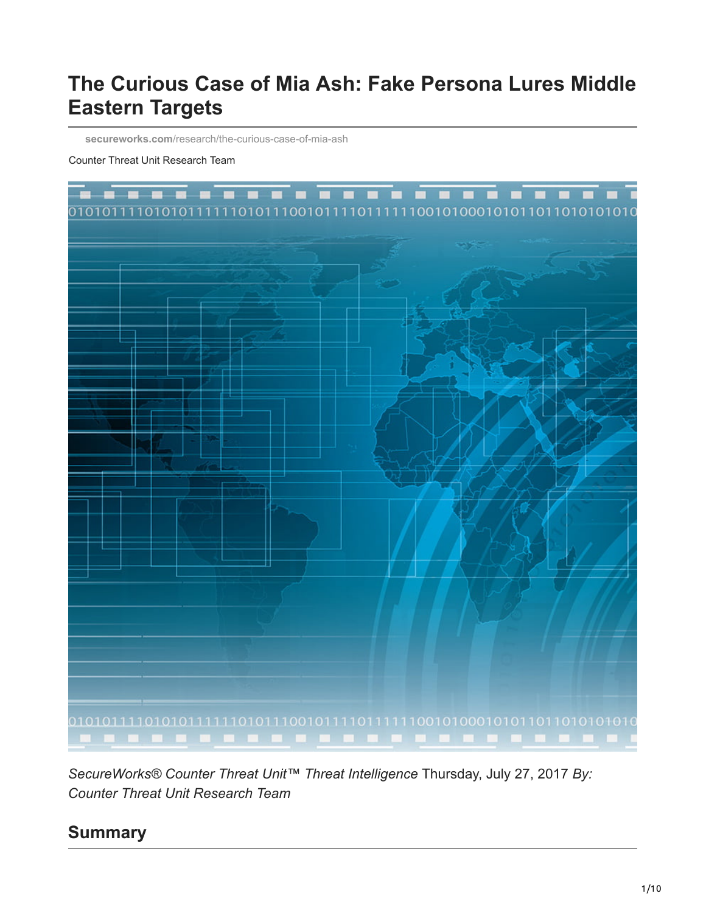# The Curious Case of Mia Ash: Fake Persona Lures Middle Eastern Targets

**secureworks.com**/research/the-curious-case-of-mia-ash

Counter Threat Unit Research Team

*SecureWorks® Counter Threat Unit™ Threat Intelligence* Thursday, July 27, 2017 *By: Counter Threat Unit Research Team*

## Summary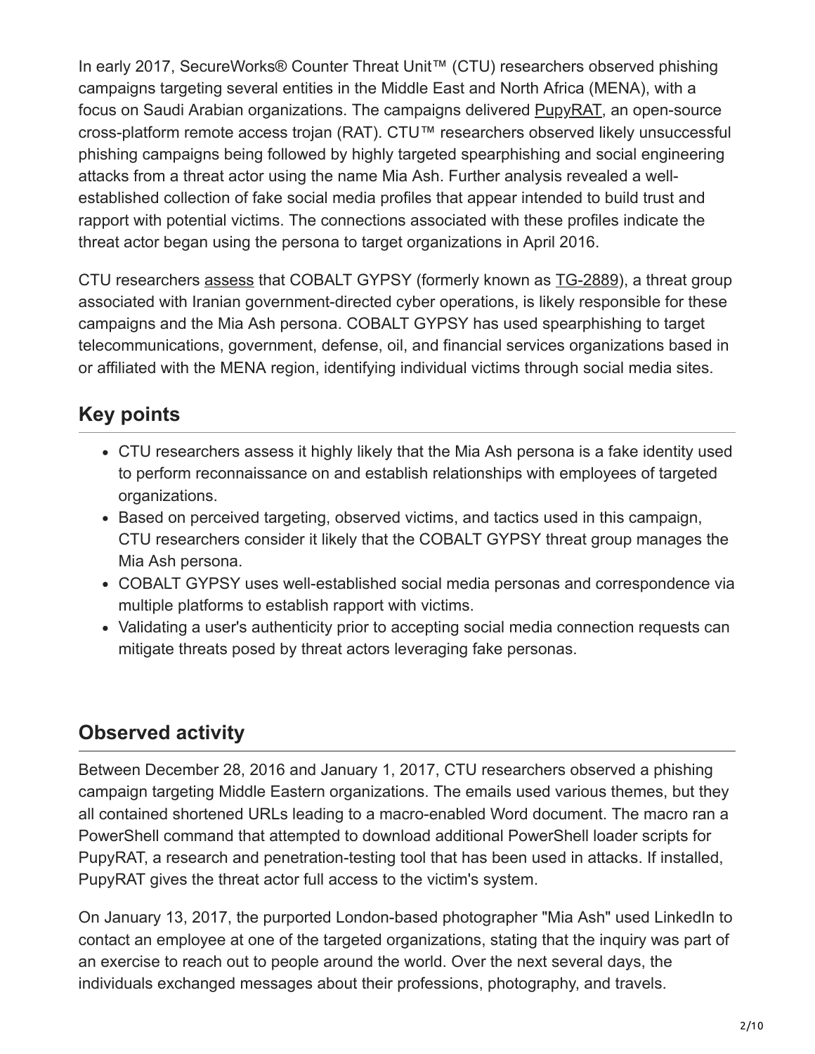In early 2017, SecureWorks® Counter Threat Unit™ (CTU) researchers observed phishing campaigns targeting several entities in the Middle East and North Africa (MENA), with a focus on Saudi Arabian organizations. The campaigns delivered PupyRAT, an open-source cross-platform remote access trojan (RAT). CTU™ researchers observed likely unsuccessful phishing campaigns being followed by highly targeted spearphishing and social engineering attacks from a threat actor using the name Mia Ash. Further analysis revealed a well-established collection of fake social media profiles that appear intended to build trust and rapport with potential victims. The connections associated with these profiles indicate the threat actor began using the persona to target organizations in April 2016.

CTU researchers assess that COBALT GYPSY (formerly known as TG-2889), a threat group associated with Iranian government-directed cyber operations, is likely responsible for these campaigns and the Mia Ash persona. COBALT GYPSY has used spearphishing to target telecommunications, government, defense, oil, and financial services organizations based in or affiliated with the MENA region, identifying individual victims through social media sites.

## Key points

- CTU researchers assess it highly likely that the Mia Ash persona is a fake identity used to perform reconnaissance on and establish relationships with employees of targeted organizations.
- Based on perceived targeting, observed victims, and tactics used in this campaign, CTU researchers consider it likely that the COBALT GYPSY threat group manages the Mia Ash persona.
- COBALT GYPSY uses well-established social media personas and correspondence via multiple platforms to establish rapport with victims.
- Validating a user's authenticity prior to accepting social media connection requests can mitigate threats posed by threat actors leveraging fake personas.

## Observed activity

Between December 28, 2016 and January 1, 2017, CTU researchers observed a phishing campaign targeting Middle Eastern organizations. The emails used various themes, but they all contained shortened URLs leading to a macro-enabled Word document. The macro ran a PowerShell command that attempted to download additional PowerShell loader scripts for PupyRAT, a research and penetration-testing tool that has been used in attacks. If installed, PupyRAT gives the threat actor full access to the victim's system.

On January 13, 2017, the purported London-based photographer "Mia Ash" used LinkedIn to contact an employee at one of the targeted organizations, stating that the inquiry was part of an exercise to reach out to people around the world. Over the next several days, the individuals exchanged messages about their professions, photography, and travels.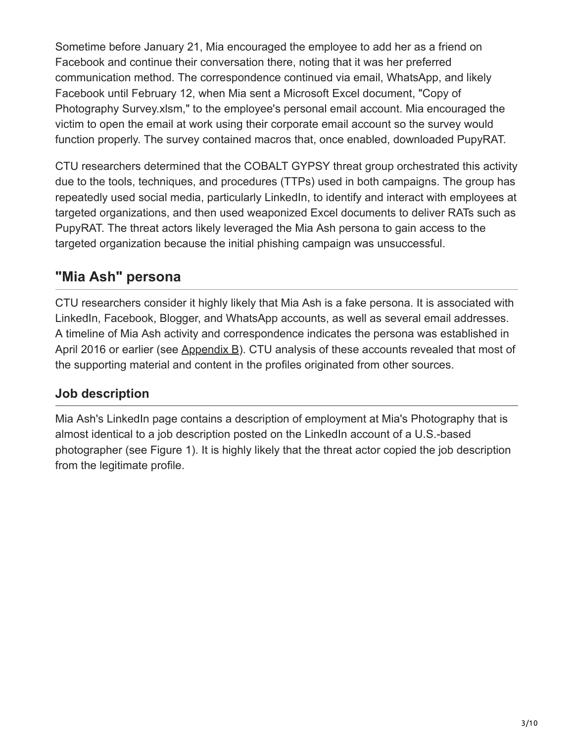Sometime before January 21, Mia encouraged the employee to add her as a friend on Facebook and continue their conversation there, noting that it was her preferred communication method. The correspondence continued via email, WhatsApp, and likely Facebook until February 12, when Mia sent a Microsoft Excel document, "Copy of Photography Survey.xlsm," to the employee's personal email account. Mia encouraged the victim to open the email at work using their corporate email account so the survey would function properly. The survey contained macros that, once enabled, downloaded PupyRAT.

CTU researchers determined that the COBALT GYPSY threat group orchestrated this activity due to the tools, techniques, and procedures (TTPs) used in both campaigns. The group has repeatedly used social media, particularly LinkedIn, to identify and interact with employees at targeted organizations, and then used weaponized Excel documents to deliver RATs such as PupyRAT. The threat actors likely leveraged the Mia Ash persona to gain access to the targeted organization because the initial phishing campaign was unsuccessful.

## "Mia Ash" persona

CTU researchers consider it highly likely that Mia Ash is a fake persona. It is associated with LinkedIn, Facebook, Blogger, and WhatsApp accounts, as well as several email addresses. A timeline of Mia Ash activity and correspondence indicates the persona was established in April 2016 or earlier (see Appendix B). CTU analysis of these accounts revealed that most of the supporting material and content in the profiles originated from other sources.

### Job description

Mia Ash's LinkedIn page contains a description of employment at Mia's Photography that is almost identical to a job description posted on the LinkedIn account of a U.S.-based photographer (see Figure 1). It is highly likely that the threat actor copied the job description from the legitimate profile.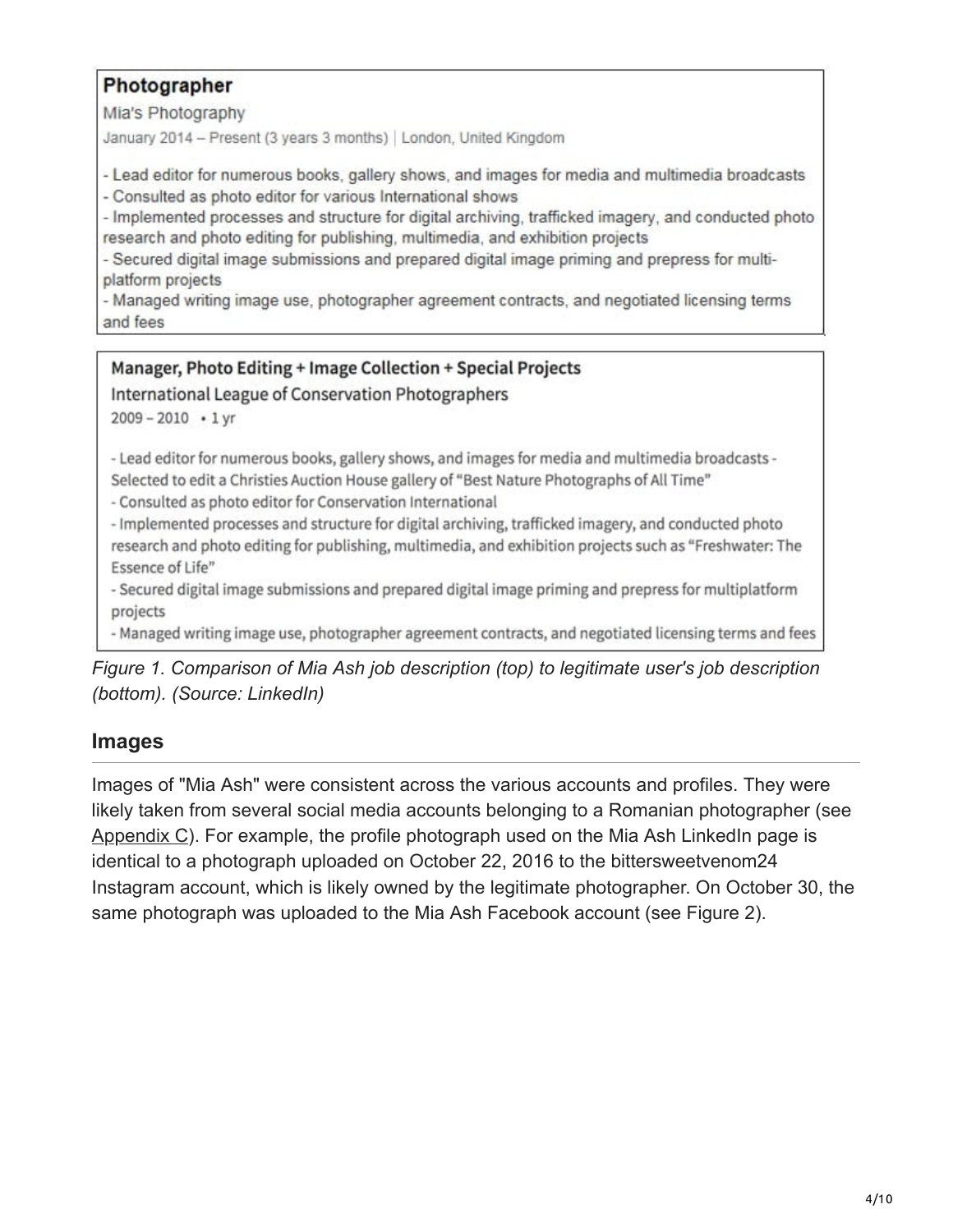**Photographer**

Mia's Photography

January 2014 – Present (3 years 3 months) | London, United Kingdom

- Lead editor for numerous books, gallery shows, and images for media and multimedia broadcasts
- Consulted as photo editor for various International shows
- Implemented processes and structure for digital archiving, trafficked imagery, and conducted photo research and photo editing for publishing, multimedia, and exhibition projects
- Secured digital image submissions and prepared digital image priming and prepress for multi-platform projects
- Managed writing image use, photographer agreement contracts, and negotiated licensing terms and fees

**Manager, Photo Editing + Image Collection + Special Projects**

International League of Conservation Photographers

2009 – 2010 • 1 yr

- Lead editor for numerous books, gallery shows, and images for media and multimedia broadcasts - Selected to edit a Christies Auction House gallery of "Best Nature Photographs of All Time"
- Consulted as photo editor for Conservation International
- Implemented processes and structure for digital archiving, trafficked imagery, and conducted photo research and photo editing for publishing, multimedia, and exhibition projects such as "Freshwater: The Essence of Life"
- Secured digital image submissions and prepared digital image priming and prepress for multiplatform projects
- Managed writing image use, photographer agreement contracts, and negotiated licensing terms and fees

*Figure 1. Comparison of Mia Ash job description (top) to legitimate user's job description (bottom). (Source: LinkedIn)*

### Images

Images of "Mia Ash" were consistent across the various accounts and profiles. They were likely taken from several social media accounts belonging to a Romanian photographer (see Appendix C). For example, the profile photograph used on the Mia Ash LinkedIn page is identical to a photograph uploaded on October 22, 2016 to the bittersweetvenom24 Instagram account, which is likely owned by the legitimate photographer. On October 30, the same photograph was uploaded to the Mia Ash Facebook account (see Figure 2).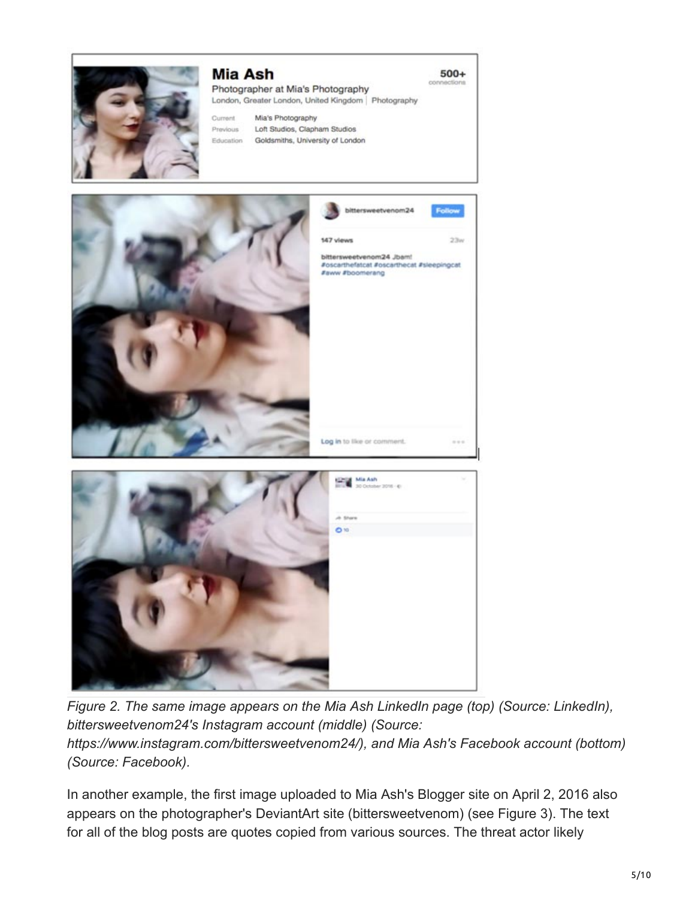*Figure 2. The same image appears on the Mia Ash LinkedIn page (top) (Source: LinkedIn), bittersweetvenom24's Instagram account (middle) (Source: https://www.instagram.com/bittersweetvenom24/), and Mia Ash's Facebook account (bottom) (Source: Facebook).*

In another example, the first image uploaded to Mia Ash's Blogger site on April 2, 2016 also appears on the photographer's DeviantArt site (bittersweetvenom) (see Figure 3). The text for all of the blog posts are quotes copied from various sources. The threat actor likely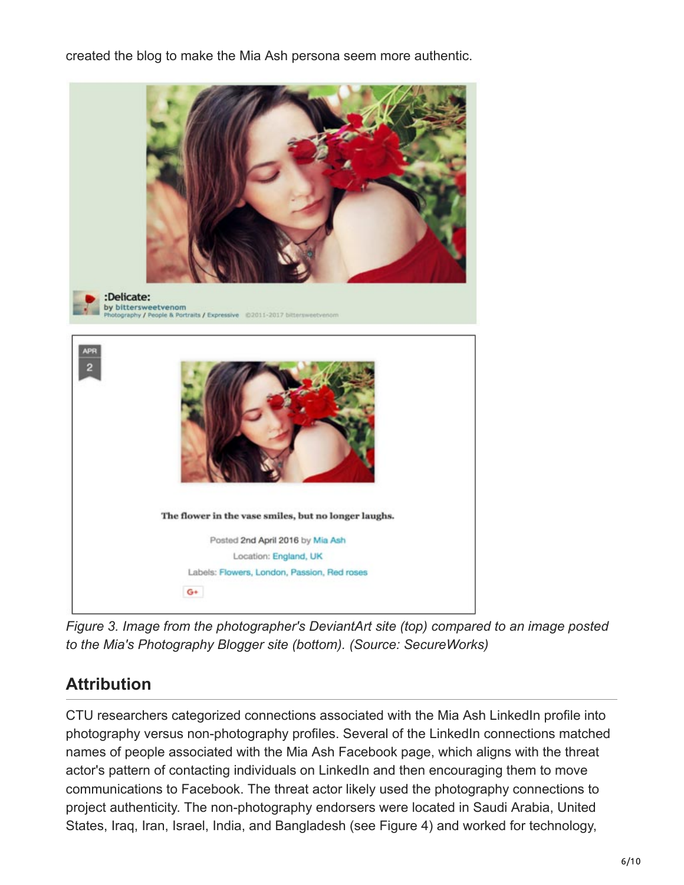created the blog to make the Mia Ash persona seem more authentic.

*Figure 3. Image from the photographer's DeviantArt site (top) compared to an image posted to the Mia's Photography Blogger site (bottom). (Source: SecureWorks)*

## Attribution

CTU researchers categorized connections associated with the Mia Ash LinkedIn profile into photography versus non-photography profiles. Several of the LinkedIn connections matched names of people associated with the Mia Ash Facebook page, which aligns with the threat actor's pattern of contacting individuals on LinkedIn and then encouraging them to move communications to Facebook. The threat actor likely used the photography connections to project authenticity. The non-photography endorsers were located in Saudi Arabia, United States, Iraq, Iran, Israel, India, and Bangladesh (see Figure 4) and worked for technology,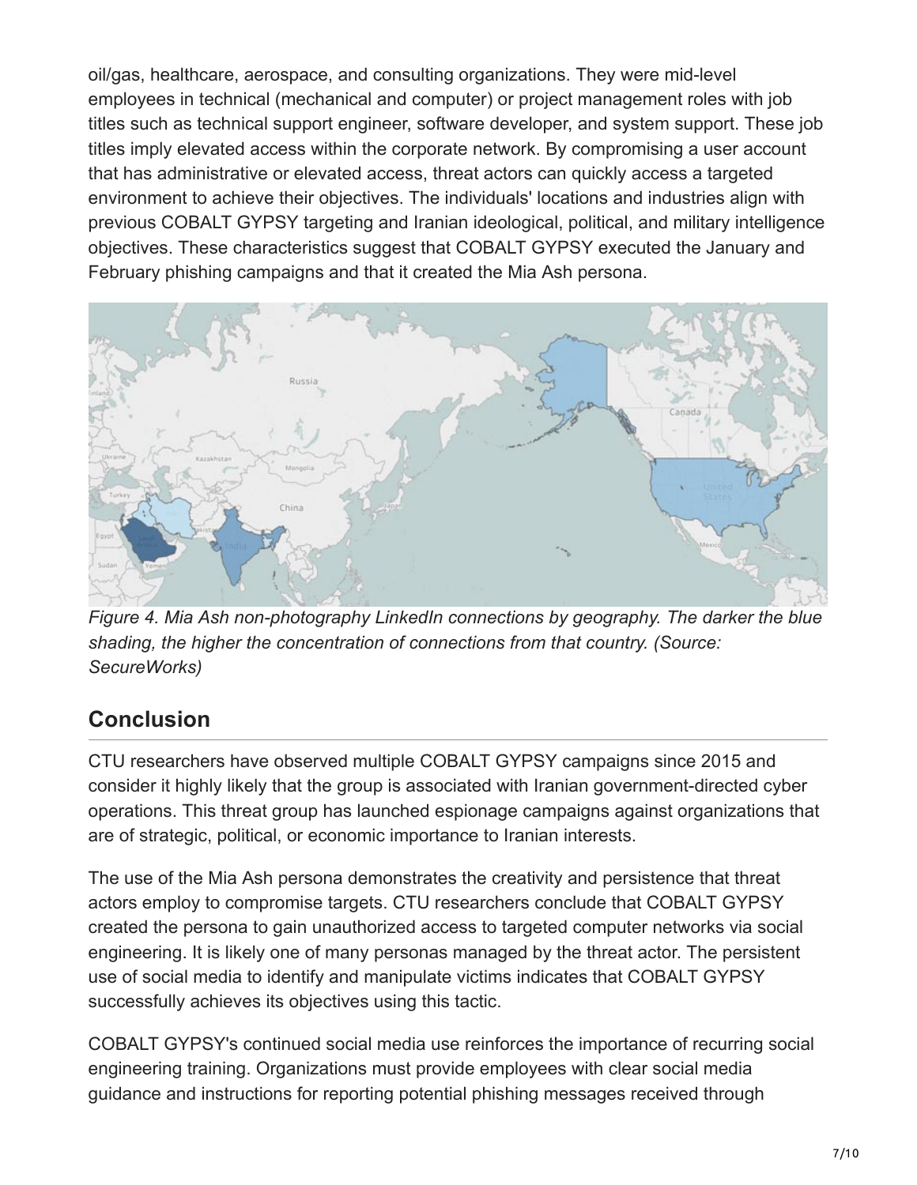oil/gas, healthcare, aerospace, and consulting organizations. They were mid-level employees in technical (mechanical and computer) or project management roles with job titles such as technical support engineer, software developer, and system support. These job titles imply elevated access within the corporate network. By compromising a user account that has administrative or elevated access, threat actors can quickly access a targeted environment to achieve their objectives. The individuals' locations and industries align with previous COBALT GYPSY targeting and Iranian ideological, political, and military intelligence objectives. These characteristics suggest that COBALT GYPSY executed the January and February phishing campaigns and that it created the Mia Ash persona.

*Figure 4. Mia Ash non-photography LinkedIn connections by geography. The darker the blue shading, the higher the concentration of connections from that country. (Source: SecureWorks)*

## Conclusion

CTU researchers have observed multiple COBALT GYPSY campaigns since 2015 and consider it highly likely that the group is associated with Iranian government-directed cyber operations. This threat group has launched espionage campaigns against organizations that are of strategic, political, or economic importance to Iranian interests.

The use of the Mia Ash persona demonstrates the creativity and persistence that threat actors employ to compromise targets. CTU researchers conclude that COBALT GYPSY created the persona to gain unauthorized access to targeted computer networks via social engineering. It is likely one of many personas managed by the threat actor. The persistent use of social media to identify and manipulate victims indicates that COBALT GYPSY successfully achieves its objectives using this tactic.

COBALT GYPSY's continued social media use reinforces the importance of recurring social engineering training. Organizations must provide employees with clear social media guidance and instructions for reporting potential phishing messages received through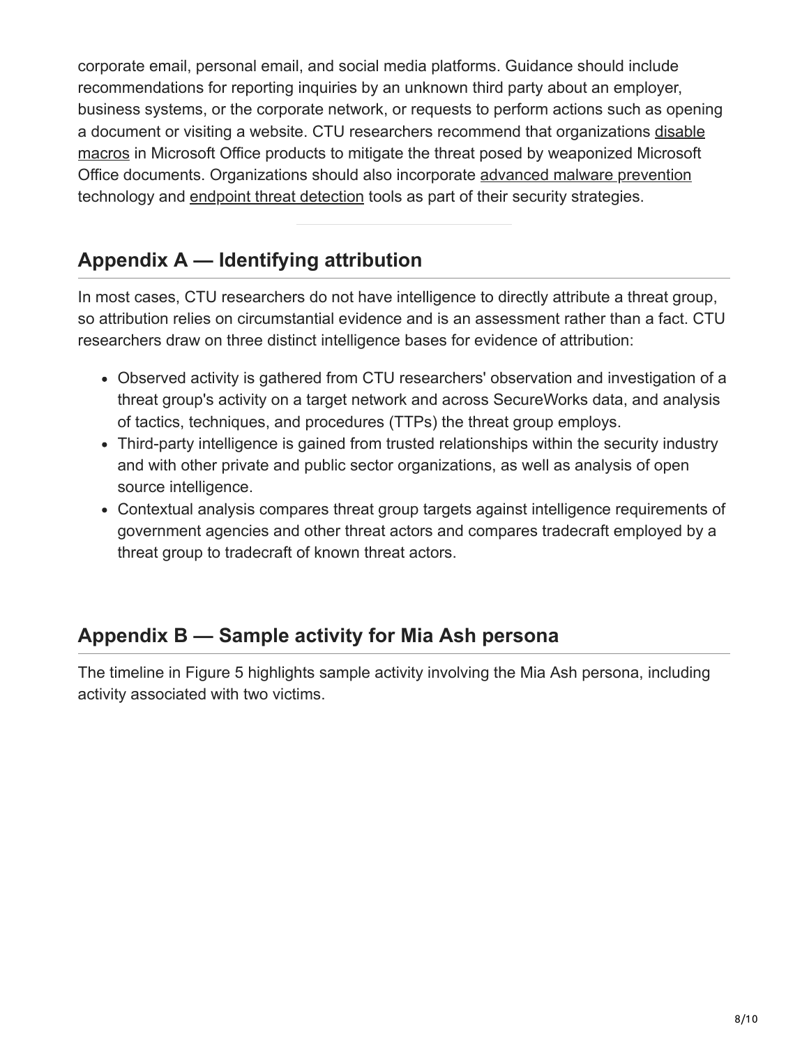corporate email, personal email, and social media platforms. Guidance should include recommendations for reporting inquiries by an unknown third party about an employer, business systems, or the corporate network, or requests to perform actions such as opening a document or visiting a website. CTU researchers recommend that organizations disable macros in Microsoft Office products to mitigate the threat posed by weaponized Microsoft Office documents. Organizations should also incorporate advanced malware prevention technology and endpoint threat detection tools as part of their security strategies.

## Appendix A — Identifying attribution

In most cases, CTU researchers do not have intelligence to directly attribute a threat group, so attribution relies on circumstantial evidence and is an assessment rather than a fact. CTU researchers draw on three distinct intelligence bases for evidence of attribution:

- Observed activity is gathered from CTU researchers' observation and investigation of a threat group's activity on a target network and across SecureWorks data, and analysis of tactics, techniques, and procedures (TTPs) the threat group employs.
- Third-party intelligence is gained from trusted relationships within the security industry and with other private and public sector organizations, as well as analysis of open source intelligence.
- Contextual analysis compares threat group targets against intelligence requirements of government agencies and other threat actors and compares tradecraft employed by a threat group to tradecraft of known threat actors.

## Appendix B — Sample activity for Mia Ash persona

The timeline in Figure 5 highlights sample activity involving the Mia Ash persona, including activity associated with two victims.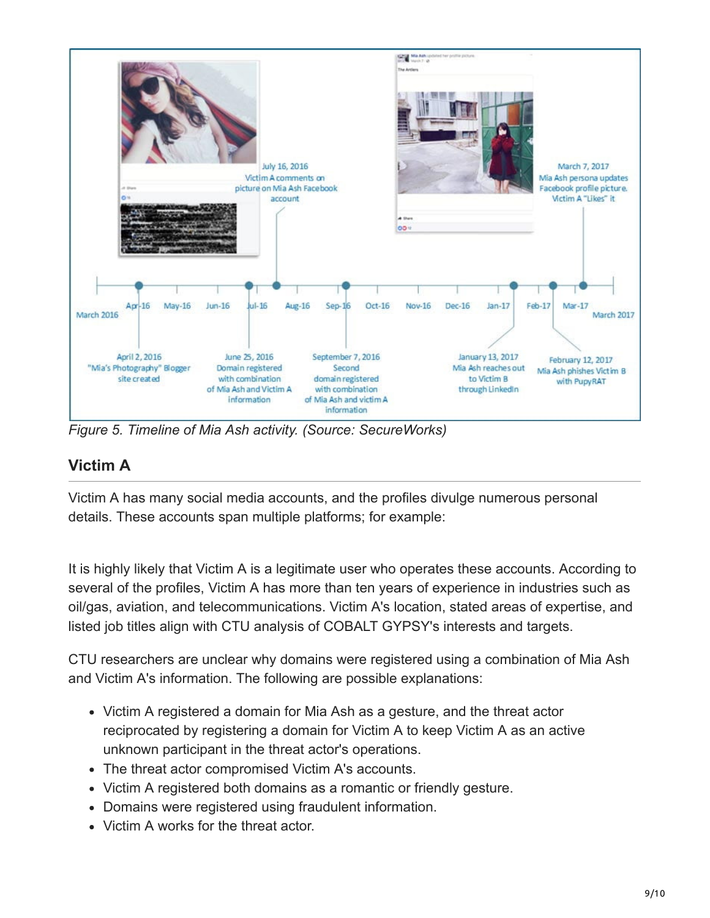Figure 5. Timeline of Mia Ash activity. (Source: SecureWorks)

## Victim A

Victim A has many social media accounts, and the profiles divulge numerous personal details. These accounts span multiple platforms; for example:

It is highly likely that Victim A is a legitimate user who operates these accounts. According to several of the profiles, Victim A has more than ten years of experience in industries such as oil/gas, aviation, and telecommunications. Victim A's location, stated areas of expertise, and listed job titles align with CTU analysis of COBALT GYPSY's interests and targets.

CTU researchers are unclear why domains were registered using a combination of Mia Ash and Victim A's information. The following are possible explanations:

- Victim A registered a domain for Mia Ash as a gesture, and the threat actor reciprocated by registering a domain for Victim A to keep Victim A as an active unknown participant in the threat actor's operations.
- The threat actor compromised Victim A's accounts.
- Victim A registered both domains as a romantic or friendly gesture.
- Domains were registered using fraudulent information.
- Victim A works for the threat actor.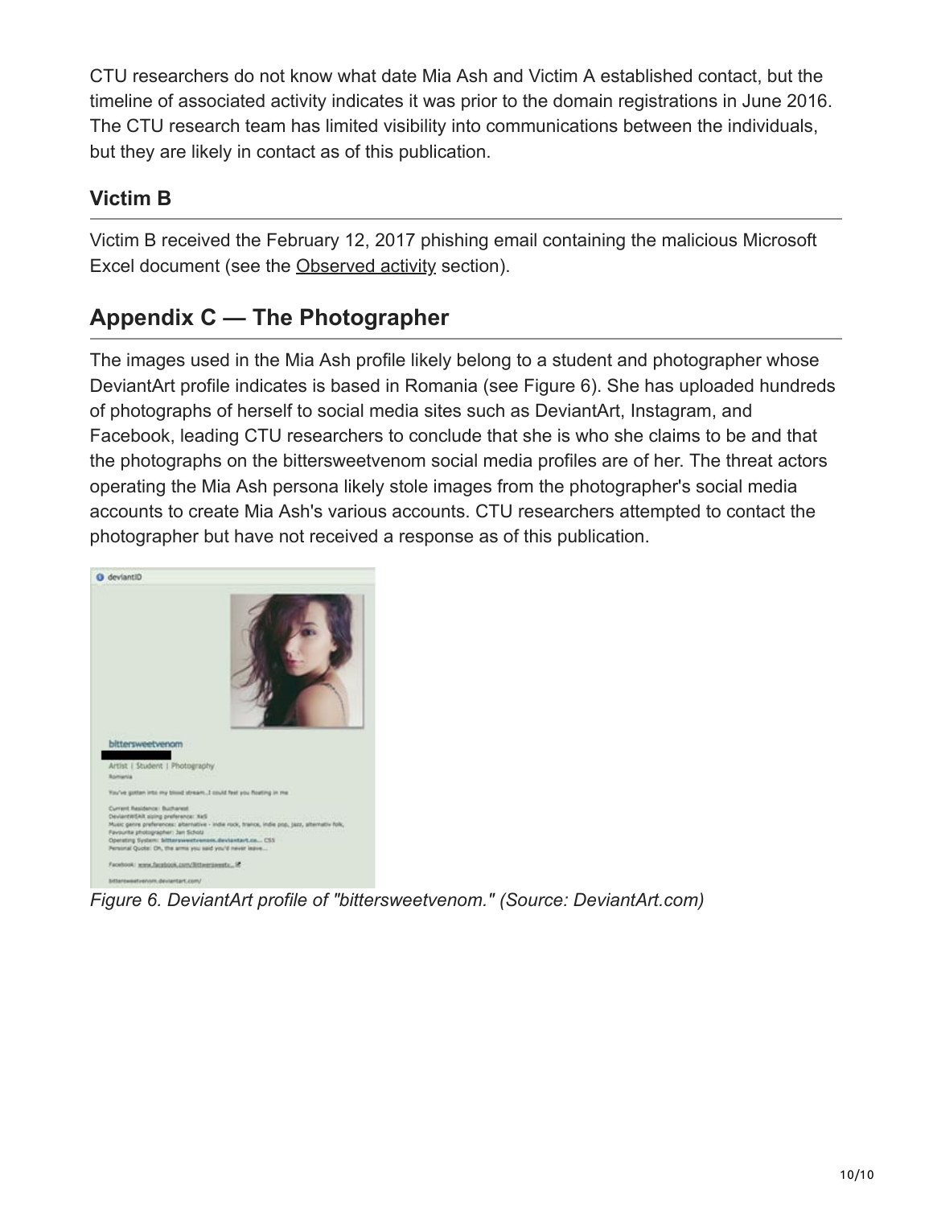CTU researchers do not know what date Mia Ash and Victim A established contact, but the timeline of associated activity indicates it was prior to the domain registrations in June 2016. The CTU research team has limited visibility into communications between the individuals, but they are likely in contact as of this publication.

### Victim B

Victim B received the February 12, 2017 phishing email containing the malicious Microsoft Excel document (see the Observed activity section).

## Appendix C — The Photographer

The images used in the Mia Ash profile likely belong to a student and photographer whose DeviantArt profile indicates is based in Romania (see Figure 6). She has uploaded hundreds of photographs of herself to social media sites such as DeviantArt, Instagram, and Facebook, leading CTU researchers to conclude that she is who she claims to be and that the photographs on the bittersweetvenom social media profiles are of her. The threat actors operating the Mia Ash persona likely stole images from the photographer's social media accounts to create Mia Ash's various accounts. CTU researchers attempted to contact the photographer but have not received a response as of this publication.

*Figure 6. DeviantArt profile of "bittersweetvenom." (Source: DeviantArt.com)*